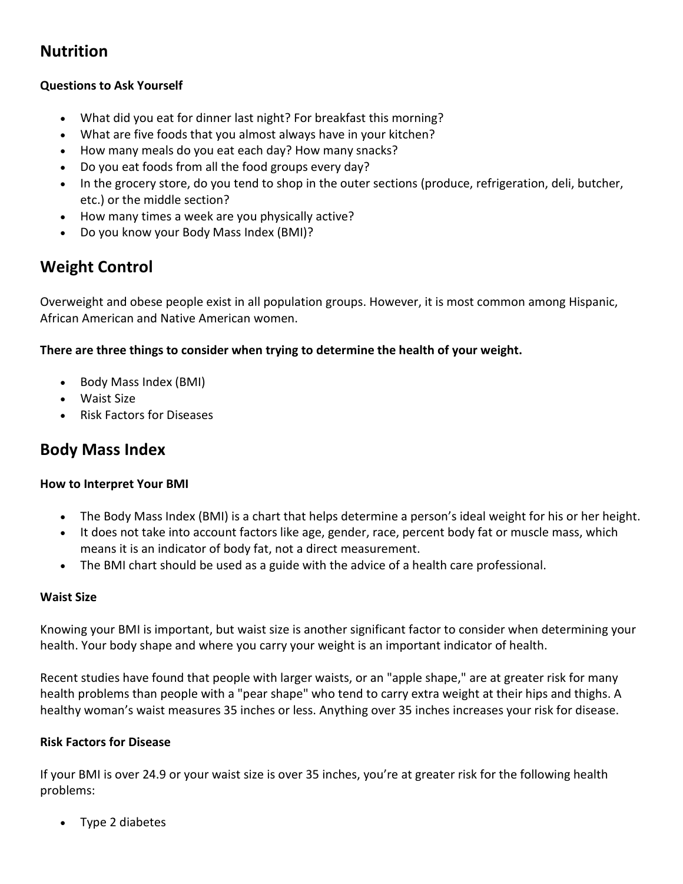## Nutrition

**Questions to Ask Yourself**

- What did you eat for dinner last night? For breakfast this morning?
- What are five foods that you almost always have in your kitchen?
- How many meals do you eat each day? How many snacks?
- Do you eat foods from all the food groups every day?
- In the grocery store, do you tend to shop in the outer sections (produce, refrigeration, deli, butcher, etc.) or the middle section?
- How many times a week are you physically active?
- Do you know your Body Mass Index (BMI)?

## Weight Control

Overweight and obese people exist in all population groups. However, it is most common among Hispanic, African American and Native American women.

**There are three things to consider when trying to determine the health of your weight.**

- Body Mass Index (BMI)
- Waist Size
- Risk Factors for Diseases

## Body Mass Index

**How to Interpret Your BMI**

- The Body Mass Index (BMI) is a chart that helps determine a person's ideal weight for his or her height.
- It does not take into account factors like age, gender, race, percent body fat or muscle mass, which means it is an indicator of body fat, not a direct measurement.
- The BMI chart should be used as a guide with the advice of a health care professional.

**Waist Size**

Knowing your BMI is important, but waist size is another significant factor to consider when determining your health. Your body shape and where you carry your weight is an important indicator of health.

Recent studies have found that people with larger waists, or an "apple shape," are at greater risk for many health problems than people with a "pear shape" who tend to carry extra weight at their hips and thighs. A healthy woman's waist measures 35 inches or less. Anything over 35 inches increases your risk for disease.

**Risk Factors for Disease**

If your BMI is over 24.9 or your waist size is over 35 inches, you're at greater risk for the following health problems:

- Type 2 diabetes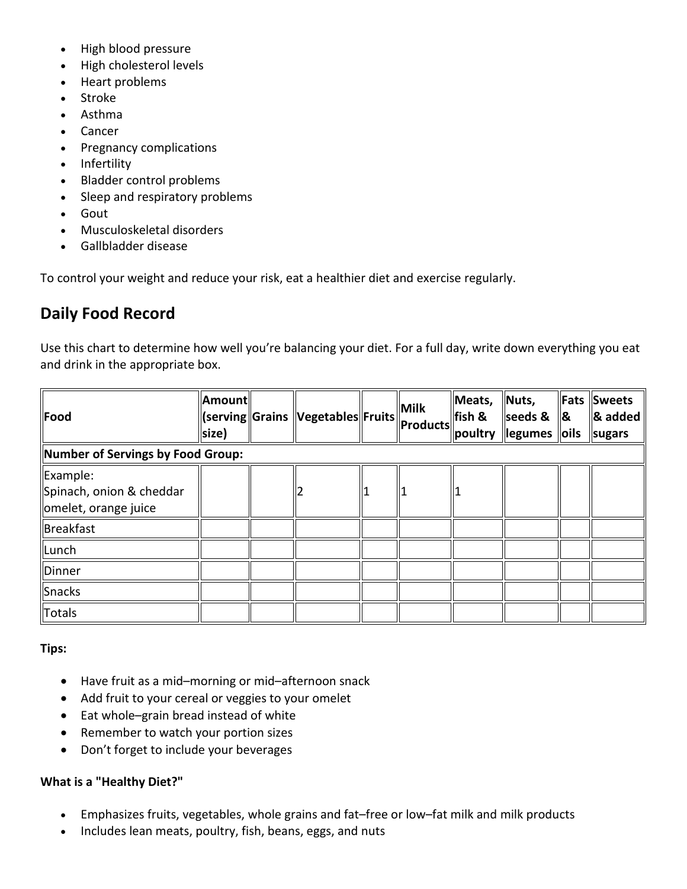- High blood pressure
- High cholesterol levels
- Heart problems
- Stroke
- Asthma
- Cancer
- Pregnancy complications
- Infertility
- Bladder control problems
- Sleep and respiratory problems
- Gout
- Musculoskeletal disorders
- Gallbladder disease

To control your weight and reduce your risk, eat a healthier diet and exercise regularly.

## Daily Food Record

Use this chart to determine how well you're balancing your diet. For a full day, write down everything you eat and drink in the appropriate box.

| Food | Amount (serving size) | Grains | Vegetables | Fruits | Milk Products | Meats, fish & poultry | Nuts, seeds & legumes | Fats & oils | Sweets & added sugars |
|---|---|---|---|---|---|---|---|---|---|
| **Number of Servings by Food Group:** | | | | | | | | | |
| Example: Spinach, onion & cheddar omelet, orange juice | | | 2 | 1 | 1 | 1 | | | |
| Breakfast | | | | | | | | | |
| Lunch | | | | | | | | | |
| Dinner | | | | | | | | | |
| Snacks | | | | | | | | | |
| Totals | | | | | | | | | |

**Tips:**

- Have fruit as a mid–morning or mid–afternoon snack
- Add fruit to your cereal or veggies to your omelet
- Eat whole–grain bread instead of white
- Remember to watch your portion sizes
- Don't forget to include your beverages

**What is a "Healthy Diet?"**

- Emphasizes fruits, vegetables, whole grains and fat–free or low–fat milk and milk products
- Includes lean meats, poultry, fish, beans, eggs, and nuts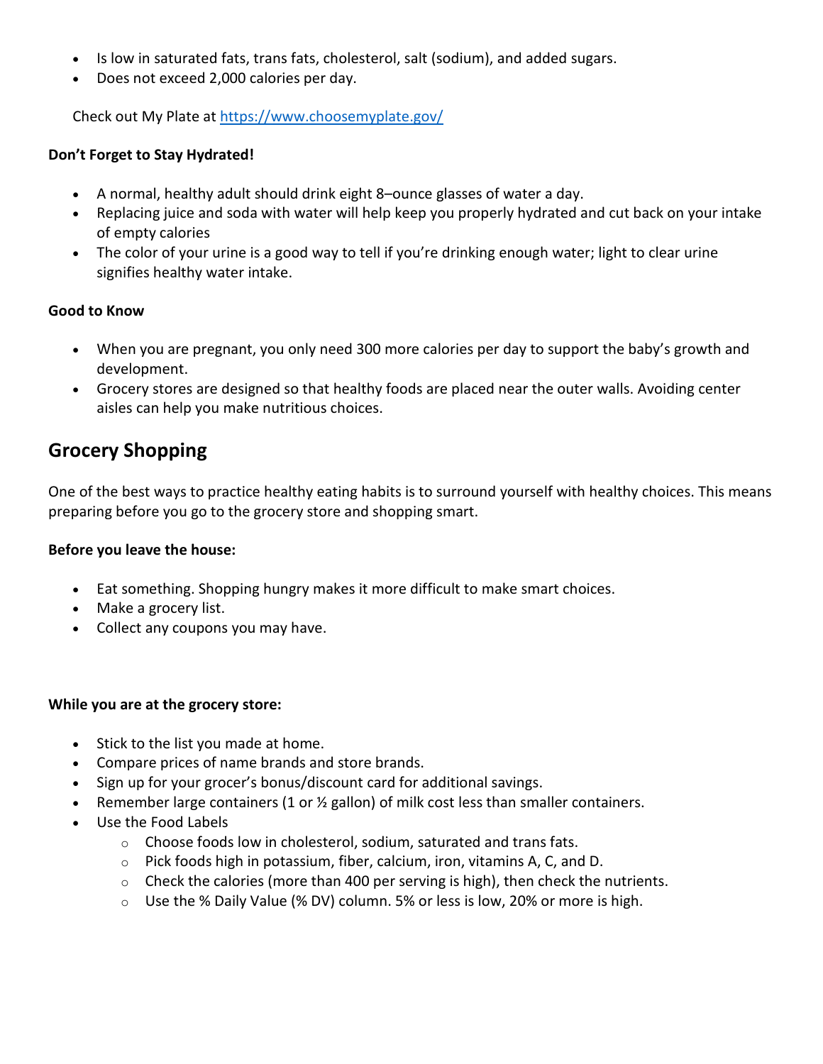- Is low in saturated fats, trans fats, cholesterol, salt (sodium), and added sugars.
- Does not exceed 2,000 calories per day.

Check out My Plate at https://www.choosemyplate.gov/

**Don't Forget to Stay Hydrated!**

- A normal, healthy adult should drink eight 8–ounce glasses of water a day.
- Replacing juice and soda with water will help keep you properly hydrated and cut back on your intake of empty calories
- The color of your urine is a good way to tell if you're drinking enough water; light to clear urine signifies healthy water intake.

**Good to Know**

- When you are pregnant, you only need 300 more calories per day to support the baby's growth and development.
- Grocery stores are designed so that healthy foods are placed near the outer walls. Avoiding center aisles can help you make nutritious choices.

## Grocery Shopping

One of the best ways to practice healthy eating habits is to surround yourself with healthy choices. This means preparing before you go to the grocery store and shopping smart.

**Before you leave the house:**

- Eat something. Shopping hungry makes it more difficult to make smart choices.
- Make a grocery list.
- Collect any coupons you may have.

**While you are at the grocery store:**

- Stick to the list you made at home.
- Compare prices of name brands and store brands.
- Sign up for your grocer's bonus/discount card for additional savings.
- Remember large containers (1 or ½ gallon) of milk cost less than smaller containers.
- Use the Food Labels
    - Choose foods low in cholesterol, sodium, saturated and trans fats.
    - Pick foods high in potassium, fiber, calcium, iron, vitamins A, C, and D.
    - Check the calories (more than 400 per serving is high), then check the nutrients.
    - Use the % Daily Value (% DV) column. 5% or less is low, 20% or more is high.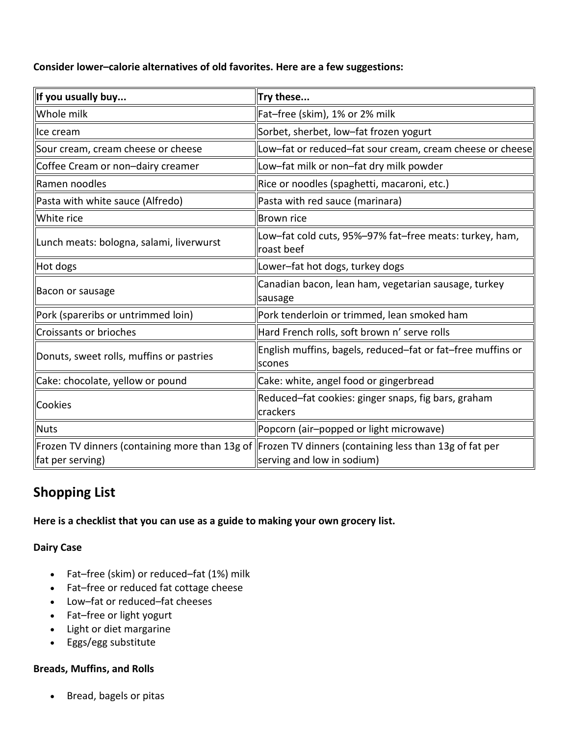**Consider lower–calorie alternatives of old favorites. Here are a few suggestions:**

| If you usually buy... | Try these... |
| --- | --- |
| Whole milk | Fat–free (skim), 1% or 2% milk |
| Ice cream | Sorbet, sherbet, low–fat frozen yogurt |
| Sour cream, cream cheese or cheese | Low–fat or reduced–fat sour cream, cream cheese or cheese |
| Coffee Cream or non–dairy creamer | Low–fat milk or non–fat dry milk powder |
| Ramen noodles | Rice or noodles (spaghetti, macaroni, etc.) |
| Pasta with white sauce (Alfredo) | Pasta with red sauce (marinara) |
| White rice | Brown rice |
| Lunch meats: bologna, salami, liverwurst | Low–fat cold cuts, 95%–97% fat–free meats: turkey, ham, roast beef |
| Hot dogs | Lower–fat hot dogs, turkey dogs |
| Bacon or sausage | Canadian bacon, lean ham, vegetarian sausage, turkey sausage |
| Pork (spareribs or untrimmed loin) | Pork tenderloin or trimmed, lean smoked ham |
| Croissants or brioches | Hard French rolls, soft brown n' serve rolls |
| Donuts, sweet rolls, muffins or pastries | English muffins, bagels, reduced–fat or fat–free muffins or scones |
| Cake: chocolate, yellow or pound | Cake: white, angel food or gingerbread |
| Cookies | Reduced–fat cookies: ginger snaps, fig bars, graham crackers |
| Nuts | Popcorn (air–popped or light microwave) |
| Frozen TV dinners (containing more than 13g of fat per serving) | Frozen TV dinners (containing less than 13g of fat per serving and low in sodium) |

## Shopping List

**Here is a checklist that you can use as a guide to making your own grocery list.**

**Dairy Case**

- Fat–free (skim) or reduced–fat (1%) milk
- Fat–free or reduced fat cottage cheese
- Low–fat or reduced–fat cheeses
- Fat–free or light yogurt
- Light or diet margarine
- Eggs/egg substitute

**Breads, Muffins, and Rolls**

- Bread, bagels or pitas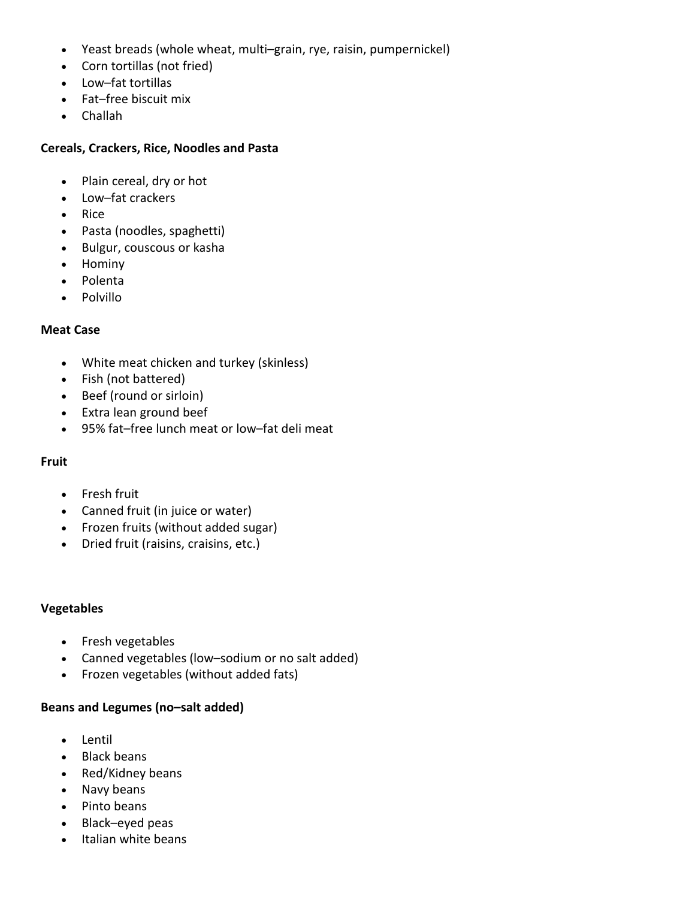- Yeast breads (whole wheat, multi–grain, rye, raisin, pumpernickel)
- Corn tortillas (not fried)
- Low–fat tortillas
- Fat–free biscuit mix
- Challah

**Cereals, Crackers, Rice, Noodles and Pasta**

- Plain cereal, dry or hot
- Low–fat crackers
- Rice
- Pasta (noodles, spaghetti)
- Bulgur, couscous or kasha
- Hominy
- Polenta
- Polvillo

**Meat Case**

- White meat chicken and turkey (skinless)
- Fish (not battered)
- Beef (round or sirloin)
- Extra lean ground beef
- 95% fat–free lunch meat or low–fat deli meat

**Fruit**

- Fresh fruit
- Canned fruit (in juice or water)
- Frozen fruits (without added sugar)
- Dried fruit (raisins, craisins, etc.)

**Vegetables**

- Fresh vegetables
- Canned vegetables (low–sodium or no salt added)
- Frozen vegetables (without added fats)

**Beans and Legumes (no–salt added)**

- Lentil
- Black beans
- Red/Kidney beans
- Navy beans
- Pinto beans
- Black–eyed peas
- Italian white beans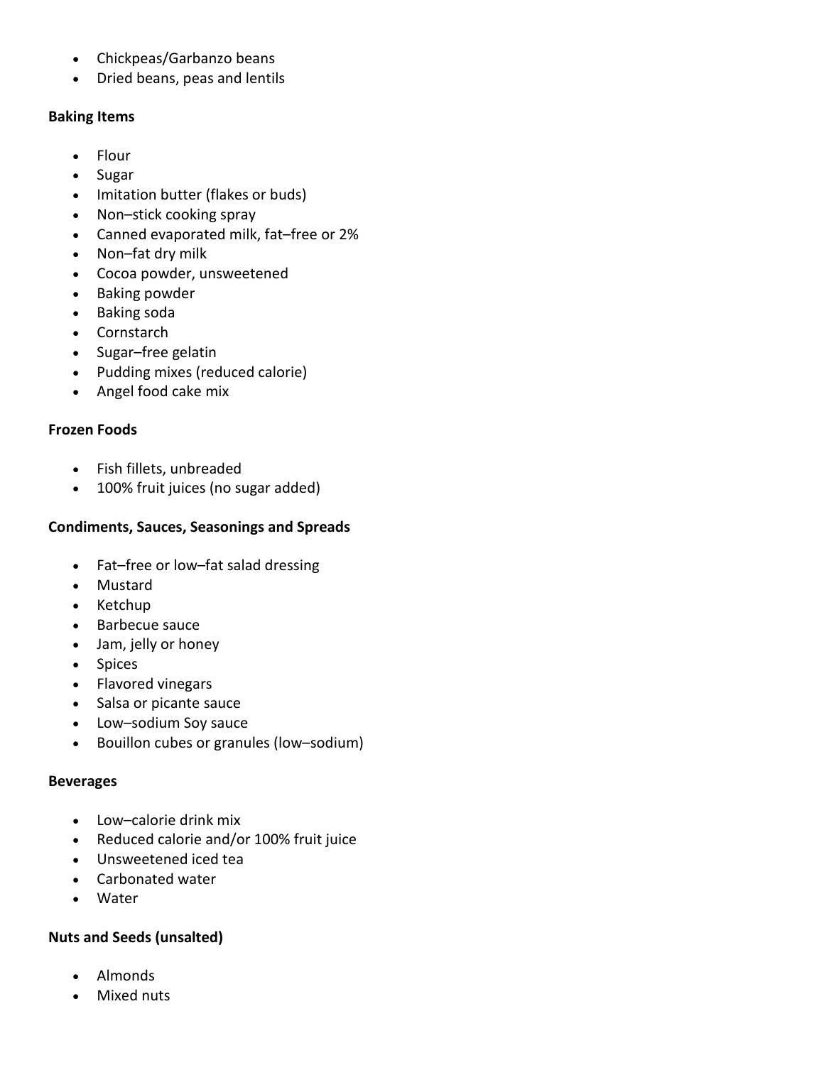- Chickpeas/Garbanzo beans
- Dried beans, peas and lentils

**Baking Items**

- Flour
- Sugar
- Imitation butter (flakes or buds)
- Non–stick cooking spray
- Canned evaporated milk, fat–free or 2%
- Non–fat dry milk
- Cocoa powder, unsweetened
- Baking powder
- Baking soda
- Cornstarch
- Sugar–free gelatin
- Pudding mixes (reduced calorie)
- Angel food cake mix

**Frozen Foods**

- Fish fillets, unbreaded
- 100% fruit juices (no sugar added)

**Condiments, Sauces, Seasonings and Spreads**

- Fat–free or low–fat salad dressing
- Mustard
- Ketchup
- Barbecue sauce
- Jam, jelly or honey
- Spices
- Flavored vinegars
- Salsa or picante sauce
- Low–sodium Soy sauce
- Bouillon cubes or granules (low–sodium)

**Beverages**

- Low–calorie drink mix
- Reduced calorie and/or 100% fruit juice
- Unsweetened iced tea
- Carbonated water
- Water

**Nuts and Seeds (unsalted)**

- Almonds
- Mixed nuts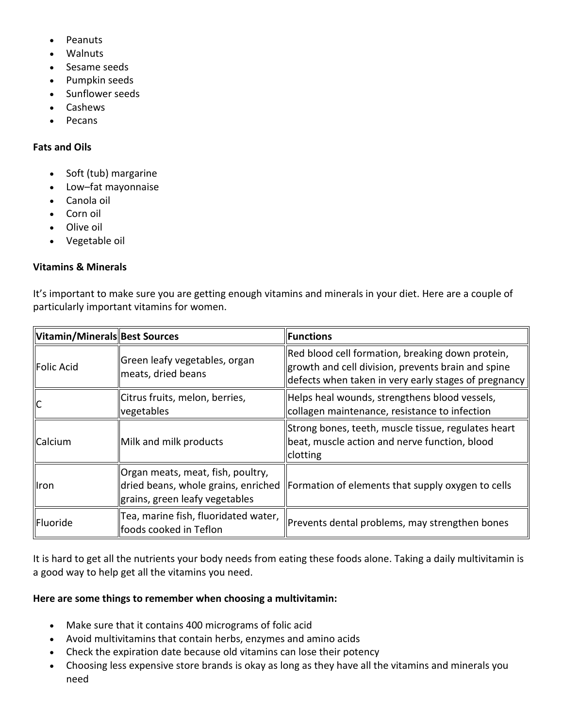- Peanuts
- Walnuts
- Sesame seeds
- Pumpkin seeds
- Sunflower seeds
- Cashews
- Pecans

**Fats and Oils**

- Soft (tub) margarine
- Low–fat mayonnaise
- Canola oil
- Corn oil
- Olive oil
- Vegetable oil

**Vitamins & Minerals**

It's important to make sure you are getting enough vitamins and minerals in your diet. Here are a couple of particularly important vitamins for women.

| Vitamin/Minerals | Best Sources | Functions |
|---|---|---|
| Folic Acid | Green leafy vegetables, organ meats, dried beans | Red blood cell formation, breaking down protein, growth and cell division, prevents brain and spine defects when taken in very early stages of pregnancy |
| C | Citrus fruits, melon, berries, vegetables | Helps heal wounds, strengthens blood vessels, collagen maintenance, resistance to infection |
| Calcium | Milk and milk products | Strong bones, teeth, muscle tissue, regulates heart beat, muscle action and nerve function, blood clotting |
| Iron | Organ meats, meat, fish, poultry, dried beans, whole grains, enriched grains, green leafy vegetables | Formation of elements that supply oxygen to cells |
| Fluoride | Tea, marine fish, fluoridated water, foods cooked in Teflon | Prevents dental problems, may strengthen bones |

It is hard to get all the nutrients your body needs from eating these foods alone. Taking a daily multivitamin is a good way to help get all the vitamins you need.

**Here are some things to remember when choosing a multivitamin:**

- Make sure that it contains 400 micrograms of folic acid
- Avoid multivitamins that contain herbs, enzymes and amino acids
- Check the expiration date because old vitamins can lose their potency
- Choosing less expensive store brands is okay as long as they have all the vitamins and minerals you need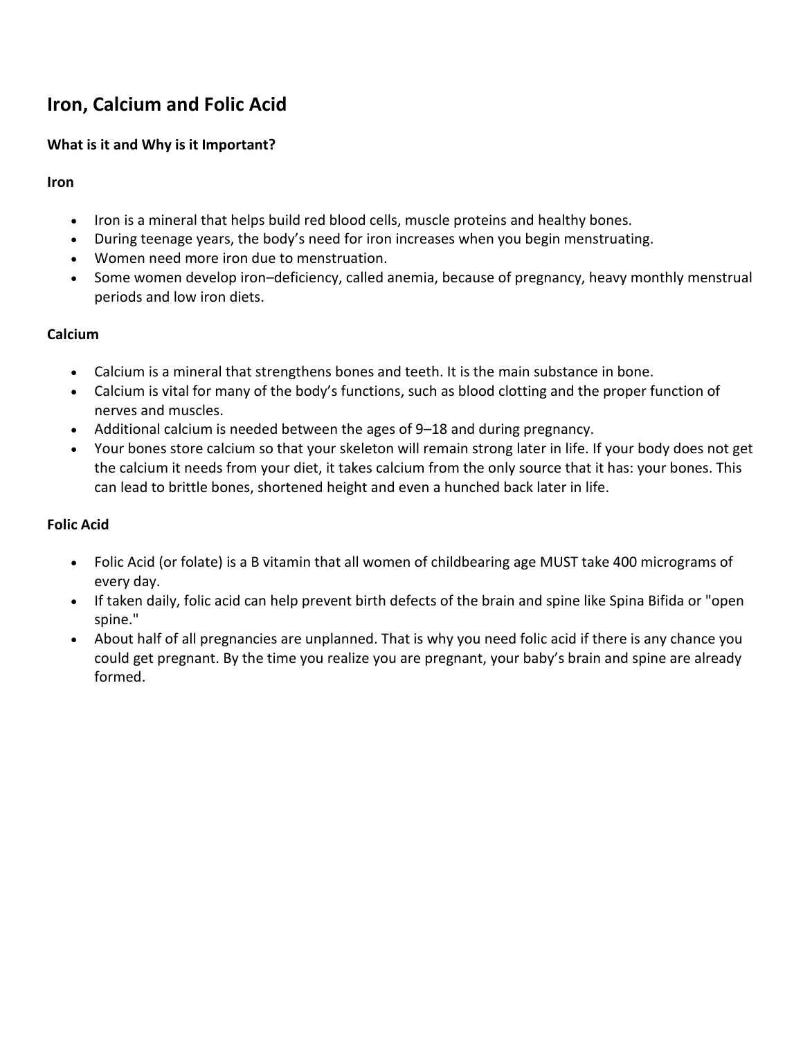## Iron, Calcium and Folic Acid

### What is it and Why is it Important?

#### Iron

- Iron is a mineral that helps build red blood cells, muscle proteins and healthy bones.
- During teenage years, the body's need for iron increases when you begin menstruating.
- Women need more iron due to menstruation.
- Some women develop iron–deficiency, called anemia, because of pregnancy, heavy monthly menstrual periods and low iron diets.

#### Calcium

- Calcium is a mineral that strengthens bones and teeth. It is the main substance in bone.
- Calcium is vital for many of the body's functions, such as blood clotting and the proper function of nerves and muscles.
- Additional calcium is needed between the ages of 9–18 and during pregnancy.
- Your bones store calcium so that your skeleton will remain strong later in life. If your body does not get the calcium it needs from your diet, it takes calcium from the only source that it has: your bones. This can lead to brittle bones, shortened height and even a hunched back later in life.

#### Folic Acid

- Folic Acid (or folate) is a B vitamin that all women of childbearing age MUST take 400 micrograms of every day.
- If taken daily, folic acid can help prevent birth defects of the brain and spine like Spina Bifida or "open spine."
- About half of all pregnancies are unplanned. That is why you need folic acid if there is any chance you could get pregnant. By the time you realize you are pregnant, your baby's brain and spine are already formed.